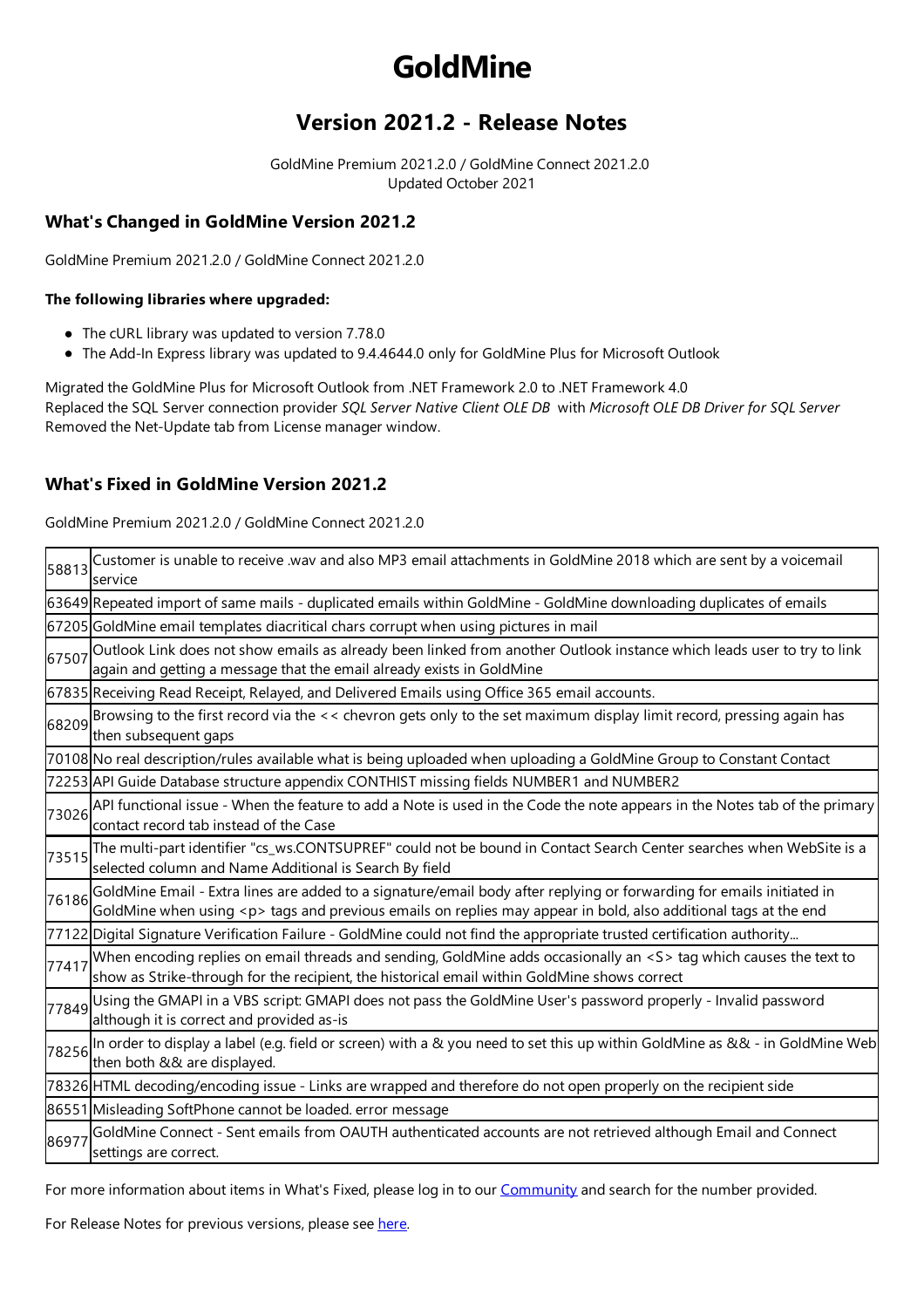# GoldMine

## Version 2021.2 - Release Notes

GoldMine Premium 2021.2.0 / GoldMine Connect 2021.2.0
Updated October 2021

### What's Changed in GoldMine Version 2021.2

GoldMine Premium 2021.2.0 / GoldMine Connect 2021.2.0

**The following libraries where upgraded:**

- The cURL library was updated to version 7.78.0
- The Add-In Express library was updated to 9.4.4644.0 only for GoldMine Plus for Microsoft Outlook

Migrated the GoldMine Plus for Microsoft Outlook from .NET Framework 2.0 to .NET Framework 4.0
Replaced the SQL Server connection provider *SQL Server Native Client OLE DB* with *Microsoft OLE DB Driver for SQL Server*
Removed the Net-Update tab from License manager window.

### What's Fixed in GoldMine Version 2021.2

GoldMine Premium 2021.2.0 / GoldMine Connect 2021.2.0

| | |
|---|---|
| 58813 | Customer is unable to receive .wav and also MP3 email attachments in GoldMine 2018 which are sent by a voicemail service |
| 63649 | Repeated import of same mails - duplicated emails within GoldMine - GoldMine downloading duplicates of emails |
| 67205 | GoldMine email templates diacritical chars corrupt when using pictures in mail |
| 67507 | Outlook Link does not show emails as already been linked from another Outlook instance which leads user to try to link again and getting a message that the email already exists in GoldMine |
| 67835 | Receiving Read Receipt, Relayed, and Delivered Emails using Office 365 email accounts. |
| 68209 | Browsing to the first record via the << chevron gets only to the set maximum display limit record, pressing again has then subsequent gaps |
| 70108 | No real description/rules available what is being uploaded when uploading a GoldMine Group to Constant Contact |
| 72253 | API Guide Database structure appendix CONTHIST missing fields NUMBER1 and NUMBER2 |
| 73026 | API functional issue - When the feature to add a Note is used in the Code the note appears in the Notes tab of the primary contact record tab instead of the Case |
| 73515 | The multi-part identifier "cs_ws.CONTSUPREF" could not be bound in Contact Search Center searches when WebSite is a selected column and Name Additional is Search By field |
| 76186 | GoldMine Email - Extra lines are added to a signature/email body after replying or forwarding for emails initiated in GoldMine when using <p> tags and previous emails on replies may appear in bold, also additional tags at the end |
| 77122 | Digital Signature Verification Failure - GoldMine could not find the appropriate trusted certification authority... |
| 77417 | When encoding replies on email threads and sending, GoldMine adds occasionally an <S> tag which causes the text to show as Strike-through for the recipient, the historical email within GoldMine shows correct |
| 77849 | Using the GMAPI in a VBS script: GMAPI does not pass the GoldMine User's password properly - Invalid password although it is correct and provided as-is |
| 78256 | In order to display a label (e.g. field or screen) with a & you need to set this up within GoldMine as && - in GoldMine Web then both && are displayed. |
| 78326 | HTML decoding/encoding issue - Links are wrapped and therefore do not open properly on the recipient side |
| 86551 | Misleading SoftPhone cannot be loaded. error message |
| 86977 | GoldMine Connect - Sent emails from OAUTH authenticated accounts are not retrieved although Email and Connect settings are correct. |

For more information about items in What's Fixed, please log in to our [Community]() and search for the number provided.

For Release Notes for previous versions, please see [here]().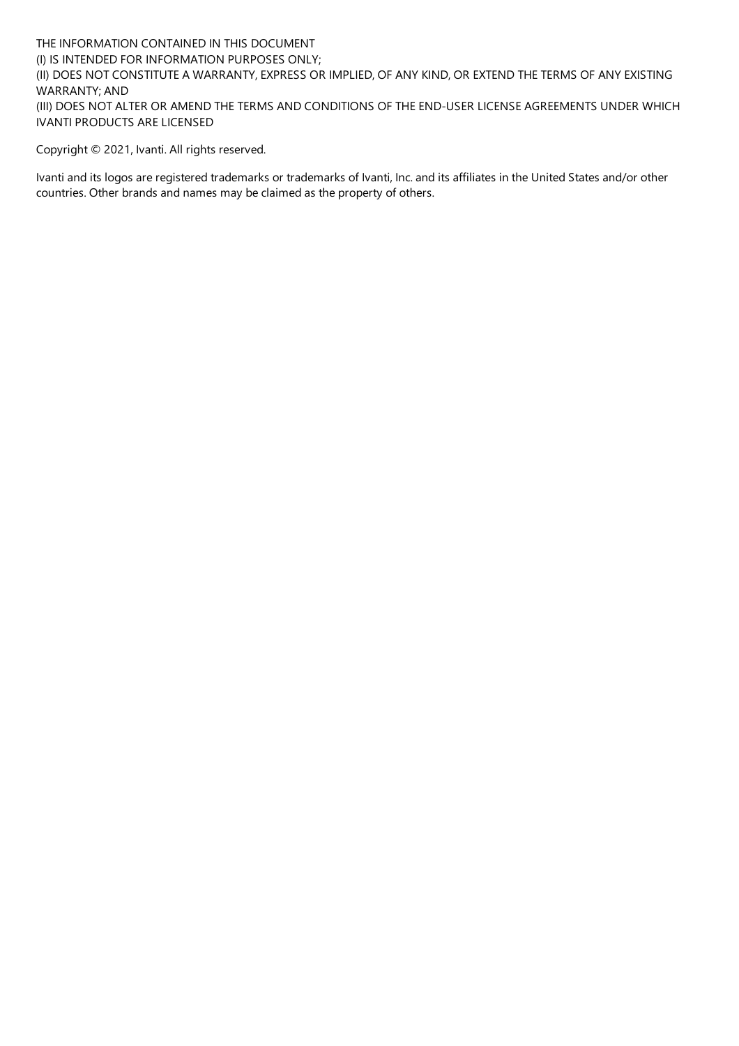THE INFORMATION CONTAINED IN THIS DOCUMENT
(I) IS INTENDED FOR INFORMATION PURPOSES ONLY;
(II) DOES NOT CONSTITUTE A WARRANTY, EXPRESS OR IMPLIED, OF ANY KIND, OR EXTEND THE TERMS OF ANY EXISTING WARRANTY; AND
(III) DOES NOT ALTER OR AMEND THE TERMS AND CONDITIONS OF THE END-USER LICENSE AGREEMENTS UNDER WHICH IVANTI PRODUCTS ARE LICENSED

Copyright © 2021, Ivanti. All rights reserved.

Ivanti and its logos are registered trademarks or trademarks of Ivanti, Inc. and its affiliates in the United States and/or other countries. Other brands and names may be claimed as the property of others.